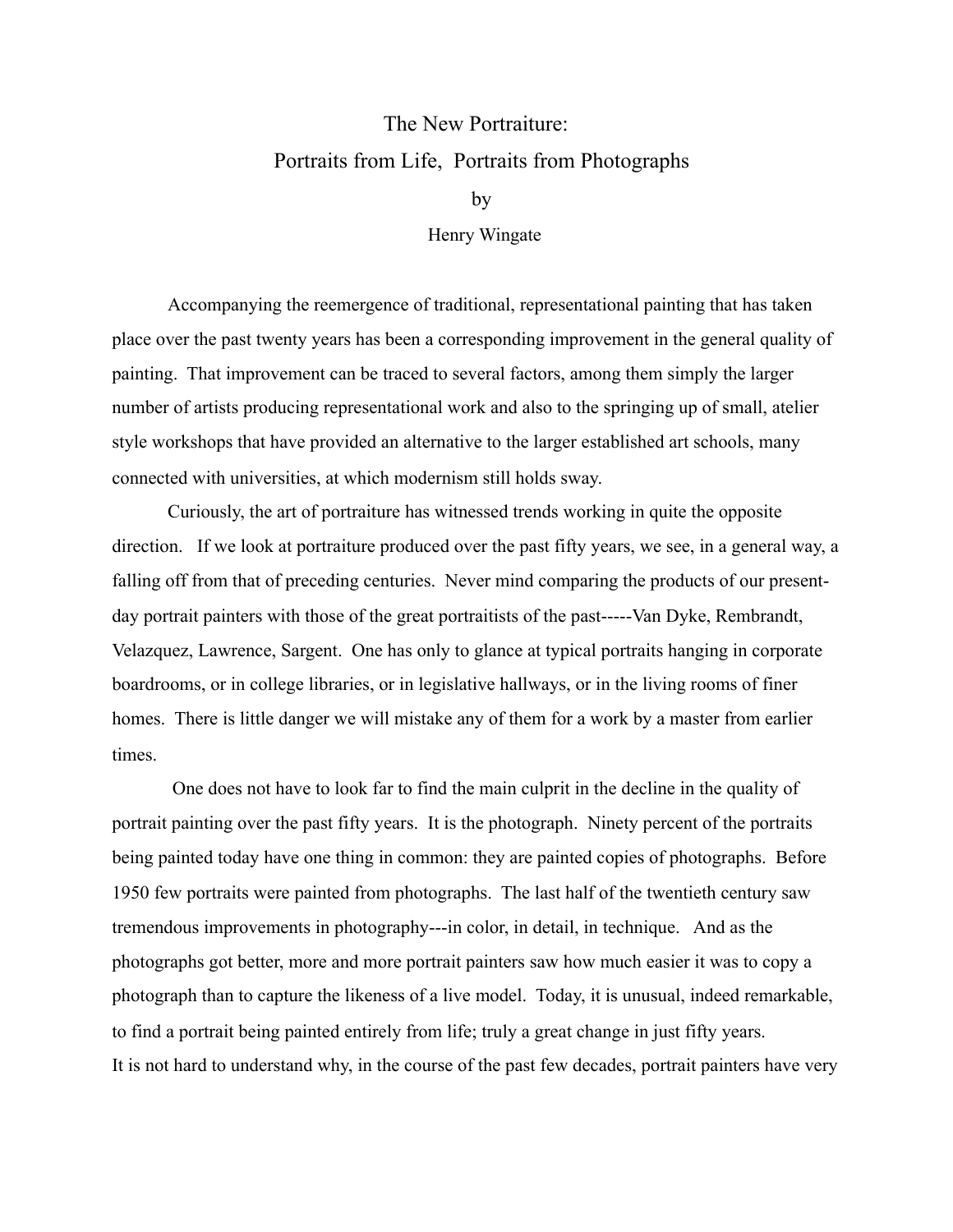# The New Portraiture:

## Portraits from Life, Portraits from Photographs

by

Henry Wingate

Accompanying the reemergence of traditional, representational painting that has taken place over the past twenty years has been a corresponding improvement in the general quality of painting. That improvement can be traced to several factors, among them simply the larger number of artists producing representational work and also to the springing up of small, atelier style workshops that have provided an alternative to the larger established art schools, many connected with universities, at which modernism still holds sway.

Curiously, the art of portraiture has witnessed trends working in quite the opposite direction. If we look at portraiture produced over the past fifty years, we see, in a general way, a falling off from that of preceding centuries. Never mind comparing the products of our present-day portrait painters with those of the great portraitists of the past-----Van Dyke, Rembrandt, Velazquez, Lawrence, Sargent. One has only to glance at typical portraits hanging in corporate boardrooms, or in college libraries, or in legislative hallways, or in the living rooms of finer homes. There is little danger we will mistake any of them for a work by a master from earlier times.

One does not have to look far to find the main culprit in the decline in the quality of portrait painting over the past fifty years. It is the photograph. Ninety percent of the portraits being painted today have one thing in common: they are painted copies of photographs. Before 1950 few portraits were painted from photographs. The last half of the twentieth century saw tremendous improvements in photography---in color, in detail, in technique. And as the photographs got better, more and more portrait painters saw how much easier it was to copy a photograph than to capture the likeness of a live model. Today, it is unusual, indeed remarkable, to find a portrait being painted entirely from life; truly a great change in just fifty years.

It is not hard to understand why, in the course of the past few decades, portrait painters have very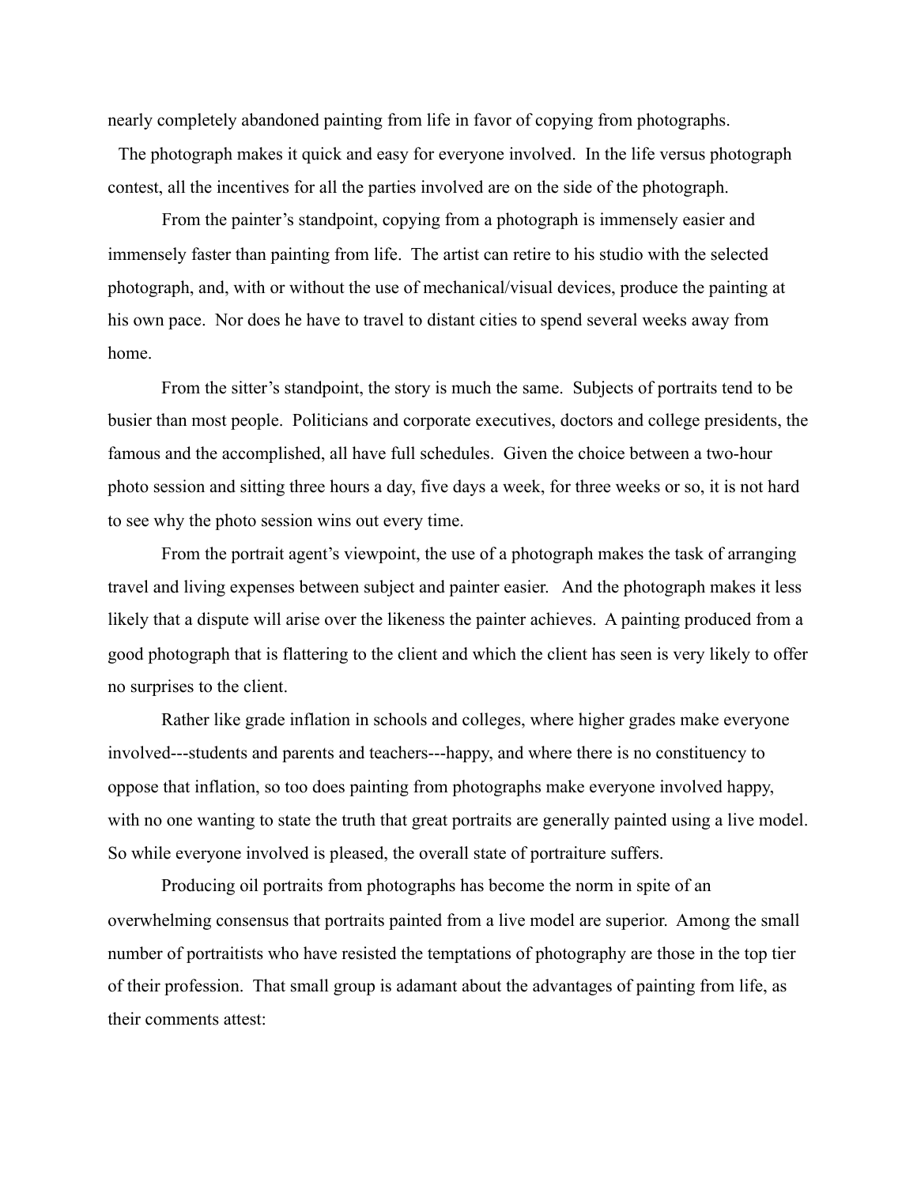nearly completely abandoned painting from life in favor of copying from photographs.

The photograph makes it quick and easy for everyone involved. In the life versus photograph contest, all the incentives for all the parties involved are on the side of the photograph.

From the painter's standpoint, copying from a photograph is immensely easier and immensely faster than painting from life. The artist can retire to his studio with the selected photograph, and, with or without the use of mechanical/visual devices, produce the painting at his own pace. Nor does he have to travel to distant cities to spend several weeks away from home.

From the sitter's standpoint, the story is much the same. Subjects of portraits tend to be busier than most people. Politicians and corporate executives, doctors and college presidents, the famous and the accomplished, all have full schedules. Given the choice between a two-hour photo session and sitting three hours a day, five days a week, for three weeks or so, it is not hard to see why the photo session wins out every time.

From the portrait agent's viewpoint, the use of a photograph makes the task of arranging travel and living expenses between subject and painter easier. And the photograph makes it less likely that a dispute will arise over the likeness the painter achieves. A painting produced from a good photograph that is flattering to the client and which the client has seen is very likely to offer no surprises to the client.

Rather like grade inflation in schools and colleges, where higher grades make everyone involved---students and parents and teachers---happy, and where there is no constituency to oppose that inflation, so too does painting from photographs make everyone involved happy, with no one wanting to state the truth that great portraits are generally painted using a live model. So while everyone involved is pleased, the overall state of portraiture suffers.

Producing oil portraits from photographs has become the norm in spite of an overwhelming consensus that portraits painted from a live model are superior. Among the small number of portraitists who have resisted the temptations of photography are those in the top tier of their profession. That small group is adamant about the advantages of painting from life, as their comments attest: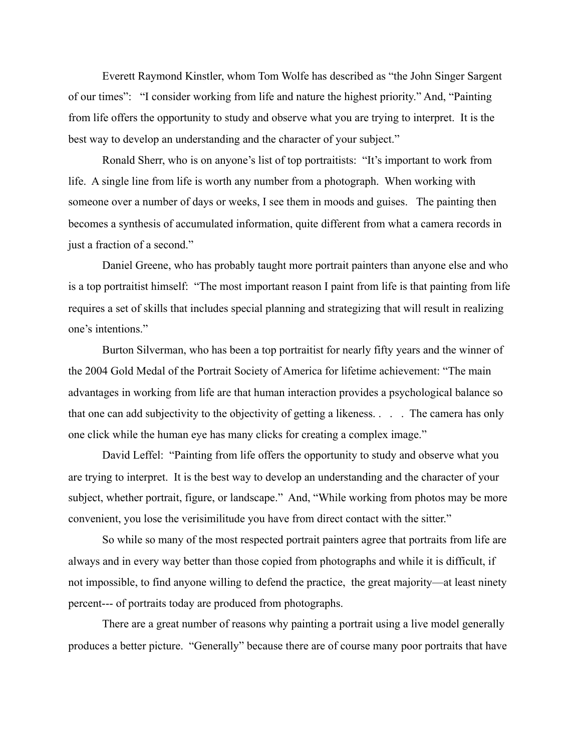Everett Raymond Kinstler, whom Tom Wolfe has described as "the John Singer Sargent of our times": "I consider working from life and nature the highest priority." And, "Painting from life offers the opportunity to study and observe what you are trying to interpret. It is the best way to develop an understanding and the character of your subject."

Ronald Sherr, who is on anyone's list of top portraitists: "It's important to work from life. A single line from life is worth any number from a photograph. When working with someone over a number of days or weeks, I see them in moods and guises. The painting then becomes a synthesis of accumulated information, quite different from what a camera records in just a fraction of a second."

Daniel Greene, who has probably taught more portrait painters than anyone else and who is a top portraitist himself: "The most important reason I paint from life is that painting from life requires a set of skills that includes special planning and strategizing that will result in realizing one's intentions."

Burton Silverman, who has been a top portraitist for nearly fifty years and the winner of the 2004 Gold Medal of the Portrait Society of America for lifetime achievement: "The main advantages in working from life are that human interaction provides a psychological balance so that one can add subjectivity to the objectivity of getting a likeness. . . . The camera has only one click while the human eye has many clicks for creating a complex image."

David Leffel: "Painting from life offers the opportunity to study and observe what you are trying to interpret. It is the best way to develop an understanding and the character of your subject, whether portrait, figure, or landscape." And, "While working from photos may be more convenient, you lose the verisimilitude you have from direct contact with the sitter."

So while so many of the most respected portrait painters agree that portraits from life are always and in every way better than those copied from photographs and while it is difficult, if not impossible, to find anyone willing to defend the practice, the great majority—at least ninety percent--- of portraits today are produced from photographs.

There are a great number of reasons why painting a portrait using a live model generally produces a better picture. "Generally" because there are of course many poor portraits that have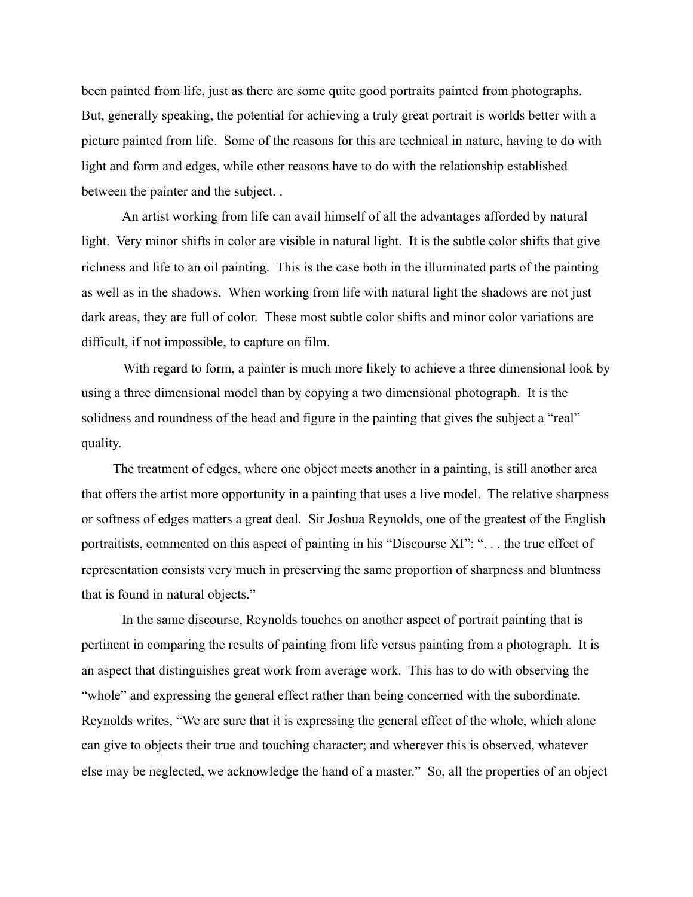been painted from life, just as there are some quite good portraits painted from photographs. But, generally speaking, the potential for achieving a truly great portrait is worlds better with a picture painted from life. Some of the reasons for this are technical in nature, having to do with light and form and edges, while other reasons have to do with the relationship established between the painter and the subject. .

An artist working from life can avail himself of all the advantages afforded by natural light. Very minor shifts in color are visible in natural light. It is the subtle color shifts that give richness and life to an oil painting. This is the case both in the illuminated parts of the painting as well as in the shadows. When working from life with natural light the shadows are not just dark areas, they are full of color. These most subtle color shifts and minor color variations are difficult, if not impossible, to capture on film.

With regard to form, a painter is much more likely to achieve a three dimensional look by using a three dimensional model than by copying a two dimensional photograph. It is the solidness and roundness of the head and figure in the painting that gives the subject a "real" quality.

The treatment of edges, where one object meets another in a painting, is still another area that offers the artist more opportunity in a painting that uses a live model. The relative sharpness or softness of edges matters a great deal. Sir Joshua Reynolds, one of the greatest of the English portraitists, commented on this aspect of painting in his "Discourse XI": ". . . the true effect of representation consists very much in preserving the same proportion of sharpness and bluntness that is found in natural objects."

In the same discourse, Reynolds touches on another aspect of portrait painting that is pertinent in comparing the results of painting from life versus painting from a photograph. It is an aspect that distinguishes great work from average work. This has to do with observing the "whole" and expressing the general effect rather than being concerned with the subordinate. Reynolds writes, "We are sure that it is expressing the general effect of the whole, which alone can give to objects their true and touching character; and wherever this is observed, whatever else may be neglected, we acknowledge the hand of a master." So, all the properties of an object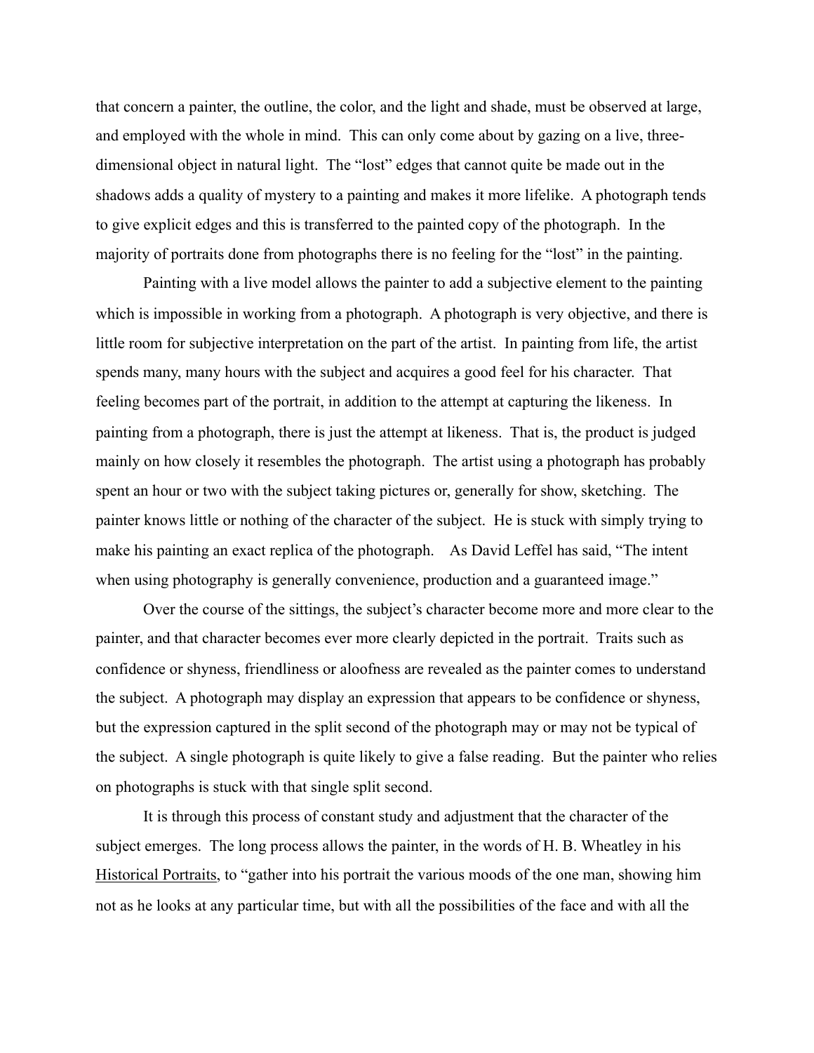that concern a painter, the outline, the color, and the light and shade, must be observed at large, and employed with the whole in mind. This can only come about by gazing on a live, three-dimensional object in natural light. The "lost" edges that cannot quite be made out in the shadows adds a quality of mystery to a painting and makes it more lifelike. A photograph tends to give explicit edges and this is transferred to the painted copy of the photograph. In the majority of portraits done from photographs there is no feeling for the "lost" in the painting.

Painting with a live model allows the painter to add a subjective element to the painting which is impossible in working from a photograph. A photograph is very objective, and there is little room for subjective interpretation on the part of the artist. In painting from life, the artist spends many, many hours with the subject and acquires a good feel for his character. That feeling becomes part of the portrait, in addition to the attempt at capturing the likeness. In painting from a photograph, there is just the attempt at likeness. That is, the product is judged mainly on how closely it resembles the photograph. The artist using a photograph has probably spent an hour or two with the subject taking pictures or, generally for show, sketching. The painter knows little or nothing of the character of the subject. He is stuck with simply trying to make his painting an exact replica of the photograph. As David Leffel has said, "The intent when using photography is generally convenience, production and a guaranteed image."

Over the course of the sittings, the subject's character become more and more clear to the painter, and that character becomes ever more clearly depicted in the portrait. Traits such as confidence or shyness, friendliness or aloofness are revealed as the painter comes to understand the subject. A photograph may display an expression that appears to be confidence or shyness, but the expression captured in the split second of the photograph may or may not be typical of the subject. A single photograph is quite likely to give a false reading. But the painter who relies on photographs is stuck with that single split second.

It is through this process of constant study and adjustment that the character of the subject emerges. The long process allows the painter, in the words of H. B. Wheatley in his <u>Historical Portraits</u>, to "gather into his portrait the various moods of the one man, showing him not as he looks at any particular time, but with all the possibilities of the face and with all the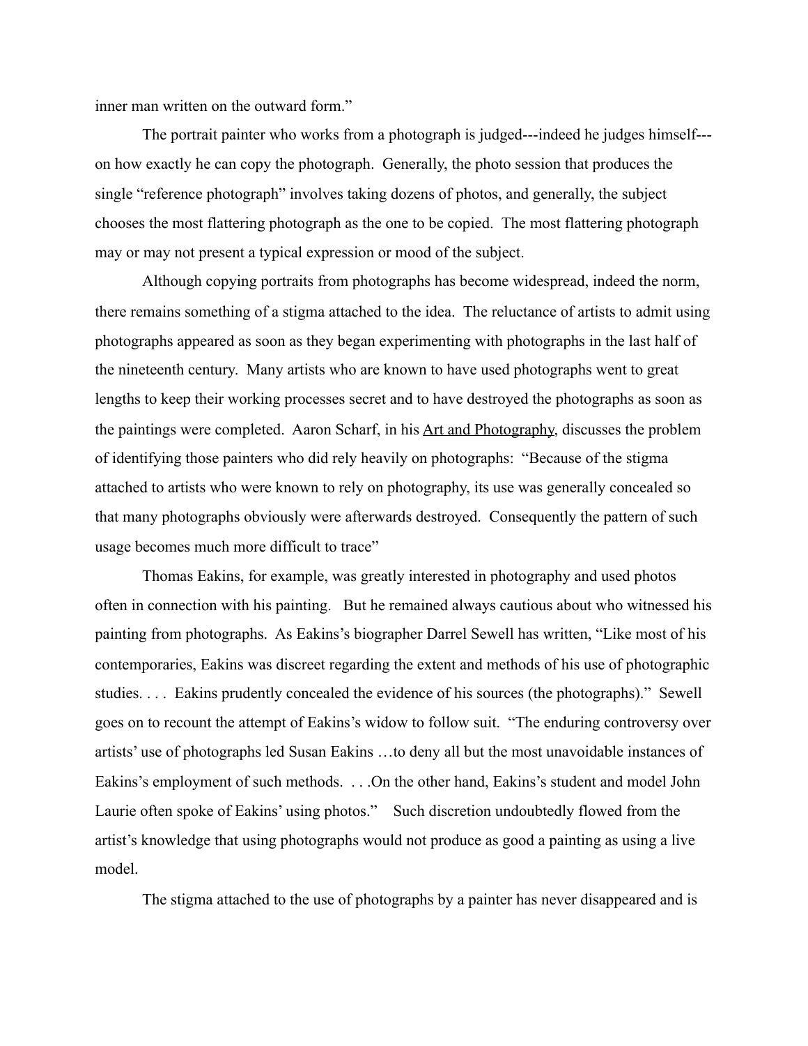inner man written on the outward form."

The portrait painter who works from a photograph is judged---indeed he judges himself---on how exactly he can copy the photograph. Generally, the photo session that produces the single "reference photograph" involves taking dozens of photos, and generally, the subject chooses the most flattering photograph as the one to be copied. The most flattering photograph may or may not present a typical expression or mood of the subject.

Although copying portraits from photographs has become widespread, indeed the norm, there remains something of a stigma attached to the idea. The reluctance of artists to admit using photographs appeared as soon as they began experimenting with photographs in the last half of the nineteenth century. Many artists who are known to have used photographs went to great lengths to keep their working processes secret and to have destroyed the photographs as soon as the paintings were completed. Aaron Scharf, in his <u>Art and Photography</u>, discusses the problem of identifying those painters who did rely heavily on photographs: "Because of the stigma attached to artists who were known to rely on photography, its use was generally concealed so that many photographs obviously were afterwards destroyed. Consequently the pattern of such usage becomes much more difficult to trace"

Thomas Eakins, for example, was greatly interested in photography and used photos often in connection with his painting. But he remained always cautious about who witnessed his painting from photographs. As Eakins's biographer Darrel Sewell has written, "Like most of his contemporaries, Eakins was discreet regarding the extent and methods of his use of photographic studies. . . . Eakins prudently concealed the evidence of his sources (the photographs)." Sewell goes on to recount the attempt of Eakins's widow to follow suit. "The enduring controversy over artists' use of photographs led Susan Eakins …to deny all but the most unavoidable instances of Eakins's employment of such methods. . . .On the other hand, Eakins's student and model John Laurie often spoke of Eakins' using photos." Such discretion undoubtedly flowed from the artist's knowledge that using photographs would not produce as good a painting as using a live model.

The stigma attached to the use of photographs by a painter has never disappeared and is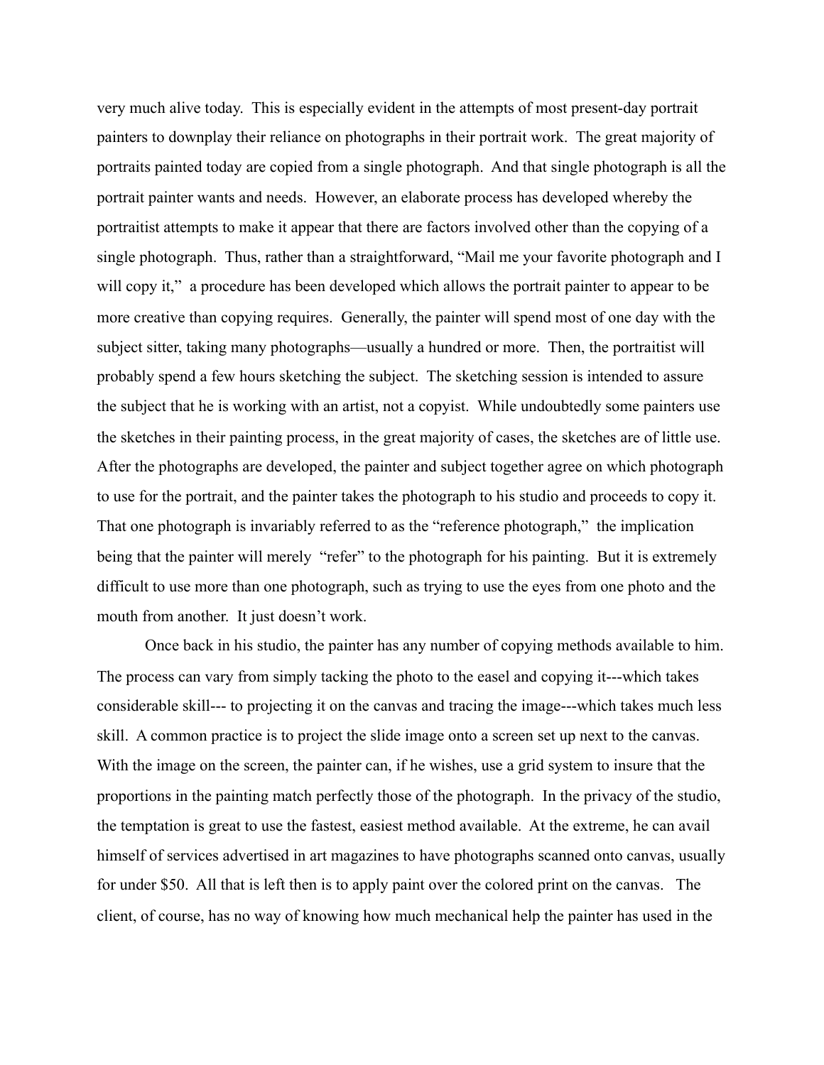very much alive today. This is especially evident in the attempts of most present-day portrait painters to downplay their reliance on photographs in their portrait work. The great majority of portraits painted today are copied from a single photograph. And that single photograph is all the portrait painter wants and needs. However, an elaborate process has developed whereby the portraitist attempts to make it appear that there are factors involved other than the copying of a single photograph. Thus, rather than a straightforward, "Mail me your favorite photograph and I will copy it," a procedure has been developed which allows the portrait painter to appear to be more creative than copying requires. Generally, the painter will spend most of one day with the subject sitter, taking many photographs—usually a hundred or more. Then, the portraitist will probably spend a few hours sketching the subject. The sketching session is intended to assure the subject that he is working with an artist, not a copyist. While undoubtedly some painters use the sketches in their painting process, in the great majority of cases, the sketches are of little use. After the photographs are developed, the painter and subject together agree on which photograph to use for the portrait, and the painter takes the photograph to his studio and proceeds to copy it. That one photograph is invariably referred to as the "reference photograph," the implication being that the painter will merely "refer" to the photograph for his painting. But it is extremely difficult to use more than one photograph, such as trying to use the eyes from one photo and the mouth from another. It just doesn't work.

Once back in his studio, the painter has any number of copying methods available to him. The process can vary from simply tacking the photo to the easel and copying it---which takes considerable skill--- to projecting it on the canvas and tracing the image---which takes much less skill. A common practice is to project the slide image onto a screen set up next to the canvas. With the image on the screen, the painter can, if he wishes, use a grid system to insure that the proportions in the painting match perfectly those of the photograph. In the privacy of the studio, the temptation is great to use the fastest, easiest method available. At the extreme, he can avail himself of services advertised in art magazines to have photographs scanned onto canvas, usually for under $50. All that is left then is to apply paint over the colored print on the canvas. The client, of course, has no way of knowing how much mechanical help the painter has used in the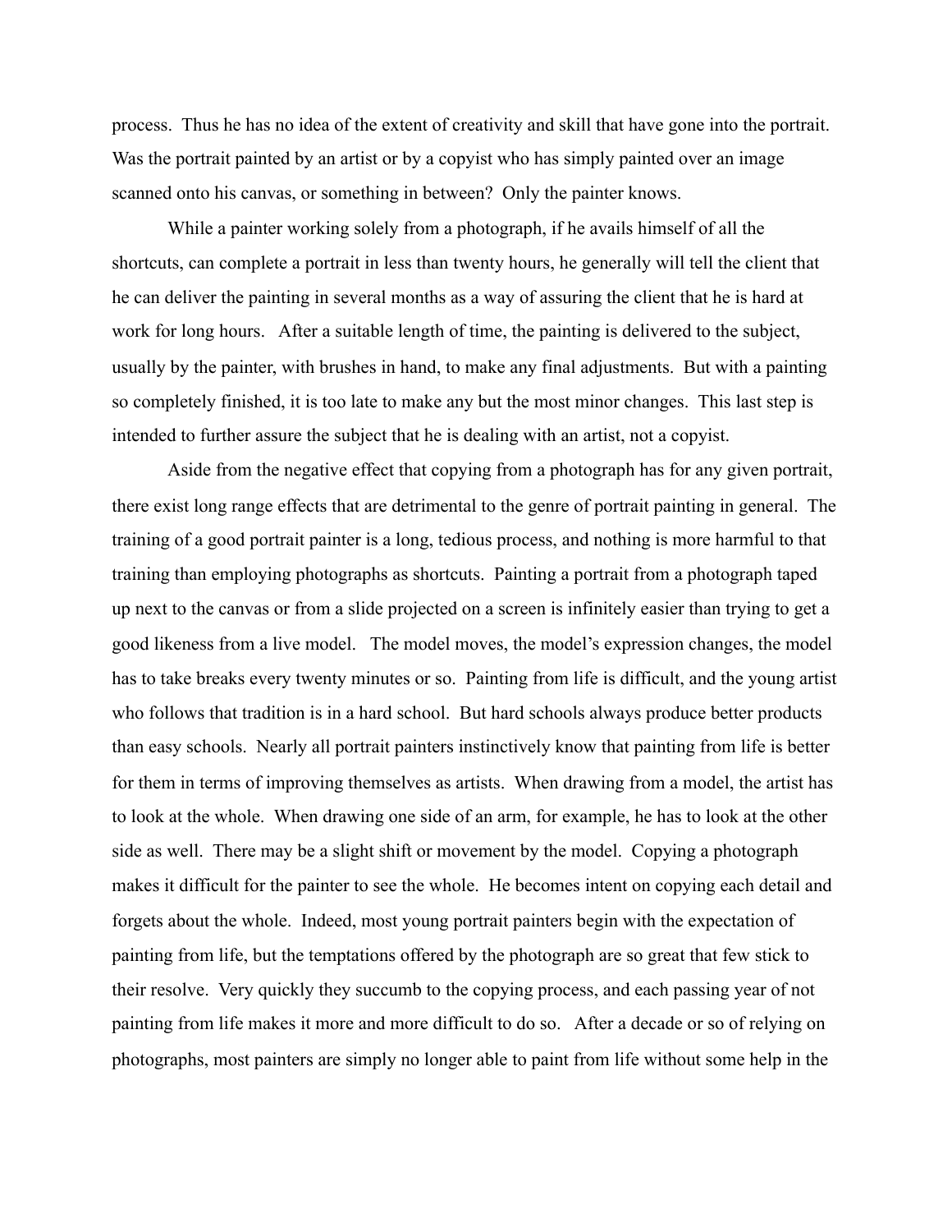process. Thus he has no idea of the extent of creativity and skill that have gone into the portrait. Was the portrait painted by an artist or by a copyist who has simply painted over an image scanned onto his canvas, or something in between? Only the painter knows.

While a painter working solely from a photograph, if he avails himself of all the shortcuts, can complete a portrait in less than twenty hours, he generally will tell the client that he can deliver the painting in several months as a way of assuring the client that he is hard at work for long hours. After a suitable length of time, the painting is delivered to the subject, usually by the painter, with brushes in hand, to make any final adjustments. But with a painting so completely finished, it is too late to make any but the most minor changes. This last step is intended to further assure the subject that he is dealing with an artist, not a copyist.

Aside from the negative effect that copying from a photograph has for any given portrait, there exist long range effects that are detrimental to the genre of portrait painting in general. The training of a good portrait painter is a long, tedious process, and nothing is more harmful to that training than employing photographs as shortcuts. Painting a portrait from a photograph taped up next to the canvas or from a slide projected on a screen is infinitely easier than trying to get a good likeness from a live model. The model moves, the model's expression changes, the model has to take breaks every twenty minutes or so. Painting from life is difficult, and the young artist who follows that tradition is in a hard school. But hard schools always produce better products than easy schools. Nearly all portrait painters instinctively know that painting from life is better for them in terms of improving themselves as artists. When drawing from a model, the artist has to look at the whole. When drawing one side of an arm, for example, he has to look at the other side as well. There may be a slight shift or movement by the model. Copying a photograph makes it difficult for the painter to see the whole. He becomes intent on copying each detail and forgets about the whole. Indeed, most young portrait painters begin with the expectation of painting from life, but the temptations offered by the photograph are so great that few stick to their resolve. Very quickly they succumb to the copying process, and each passing year of not painting from life makes it more and more difficult to do so. After a decade or so of relying on photographs, most painters are simply no longer able to paint from life without some help in the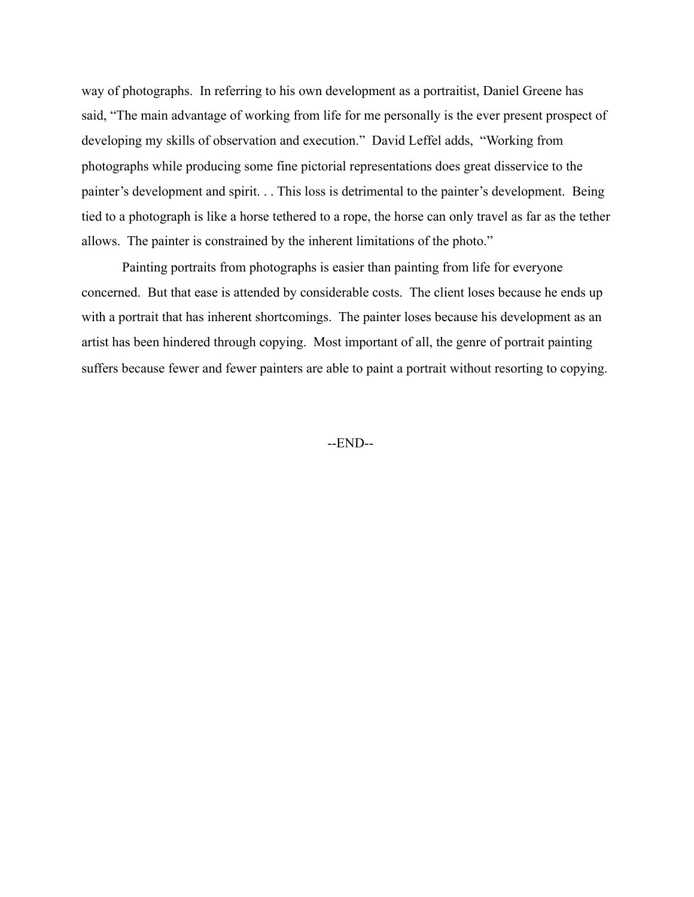way of photographs. In referring to his own development as a portraitist, Daniel Greene has said, "The main advantage of working from life for me personally is the ever present prospect of developing my skills of observation and execution." David Leffel adds, "Working from photographs while producing some fine pictorial representations does great disservice to the painter's development and spirit. . . This loss is detrimental to the painter's development. Being tied to a photograph is like a horse tethered to a rope, the horse can only travel as far as the tether allows. The painter is constrained by the inherent limitations of the photo."

Painting portraits from photographs is easier than painting from life for everyone concerned. But that ease is attended by considerable costs. The client loses because he ends up with a portrait that has inherent shortcomings. The painter loses because his development as an artist has been hindered through copying. Most important of all, the genre of portrait painting suffers because fewer and fewer painters are able to paint a portrait without resorting to copying.

--END--